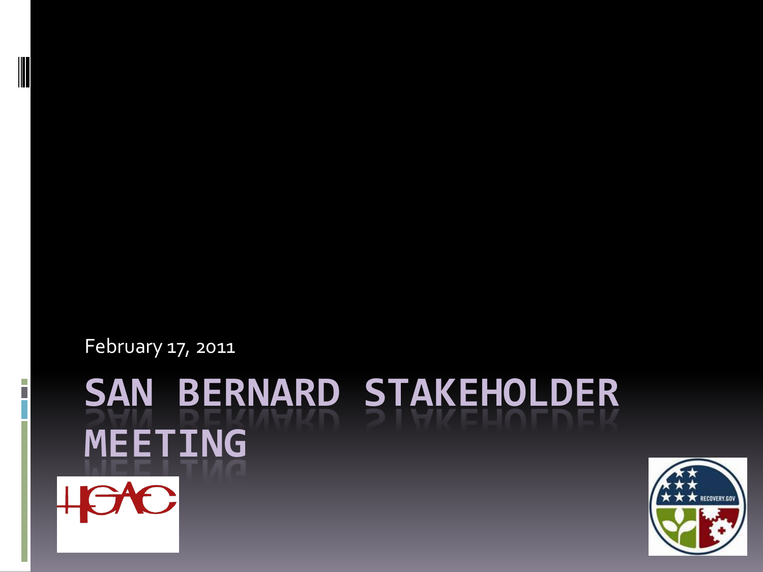February 17, 2011

# SAN BERNARD STAKEHOLDER MEETING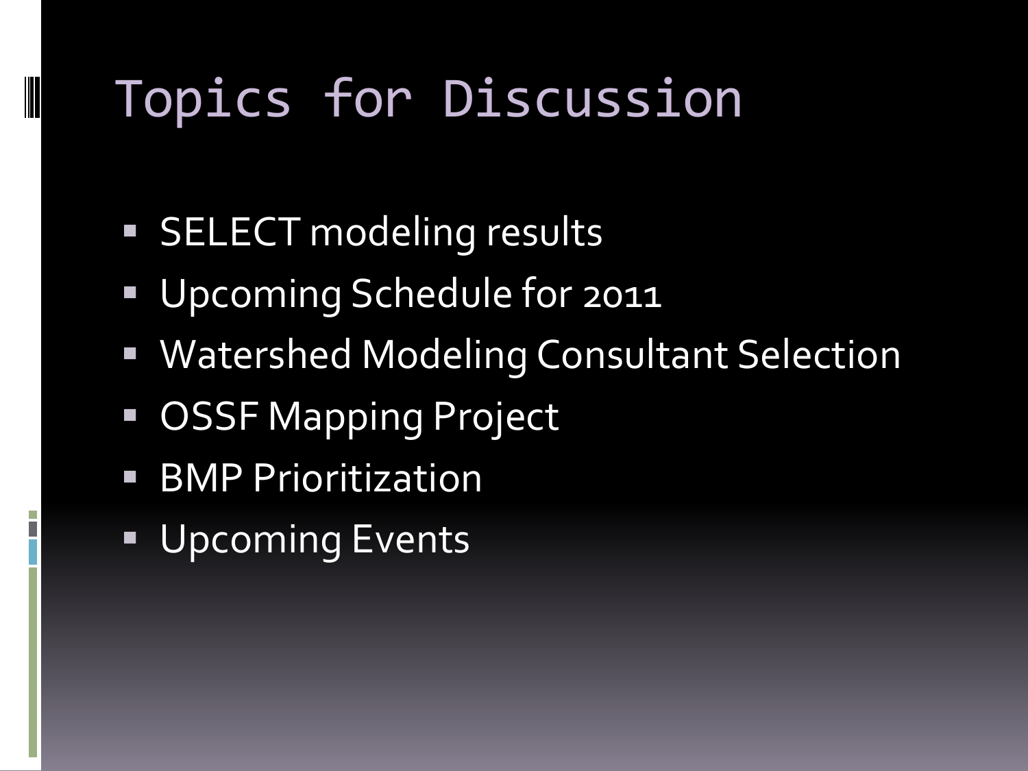# Topics for Discussion

- SELECT modeling results
- Upcoming Schedule for 2011
- Watershed Modeling Consultant Selection
- OSSF Mapping Project
- BMP Prioritization
- Upcoming Events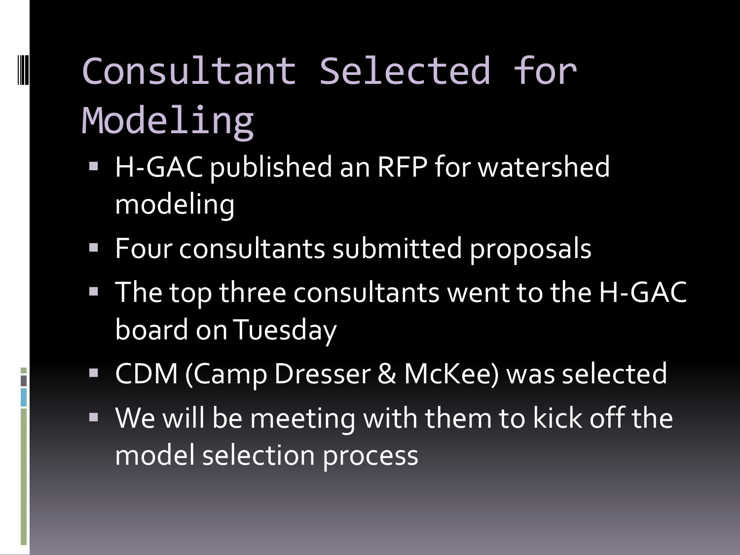# Consultant Selected for Modeling

- H-GAC published an RFP for watershed modeling
- Four consultants submitted proposals
- The top three consultants went to the H-GAC board on Tuesday
- CDM (Camp Dresser & McKee) was selected
- We will be meeting with them to kick off the model selection process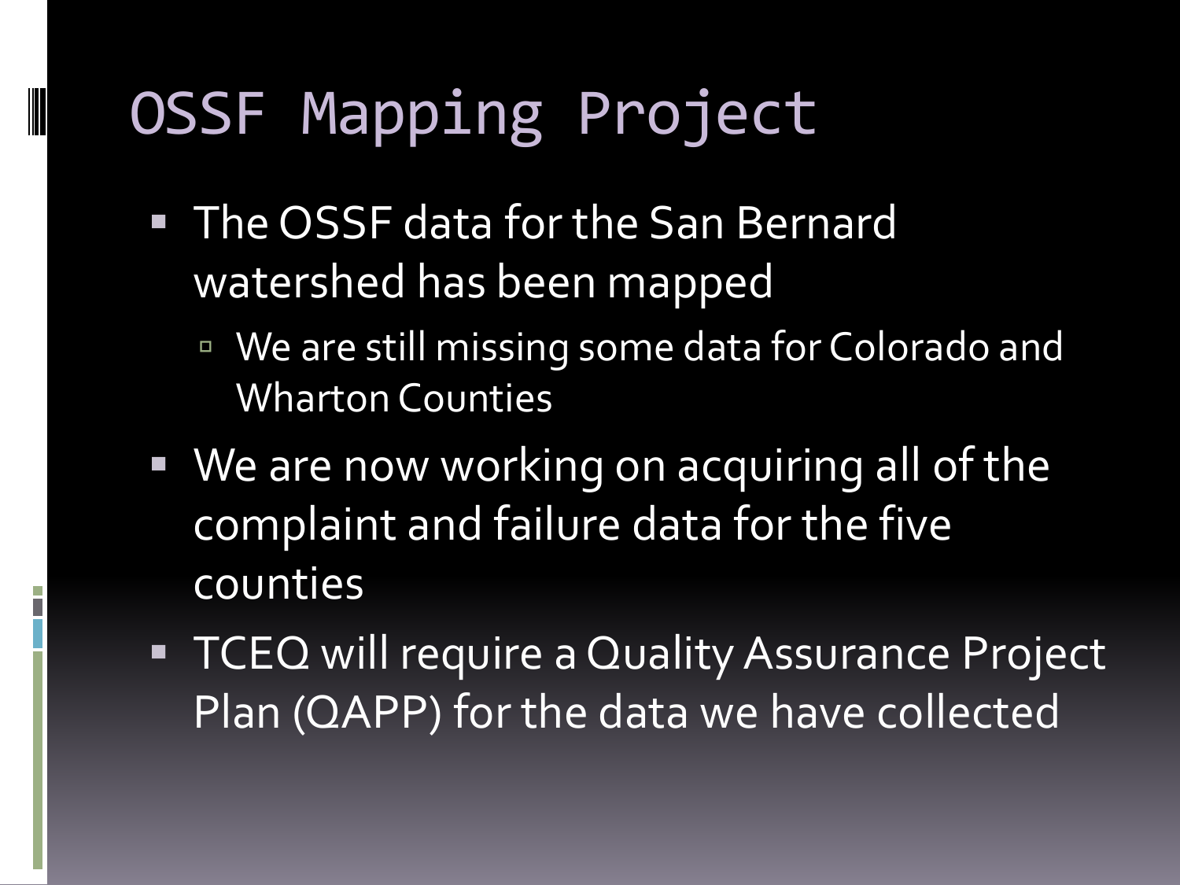# OSSF Mapping Project

- The OSSF data for the San Bernard watershed has been mapped
  - We are still missing some data for Colorado and Wharton Counties
- We are now working on acquiring all of the complaint and failure data for the five counties
- TCEQ will require a Quality Assurance Project Plan (QAPP) for the data we have collected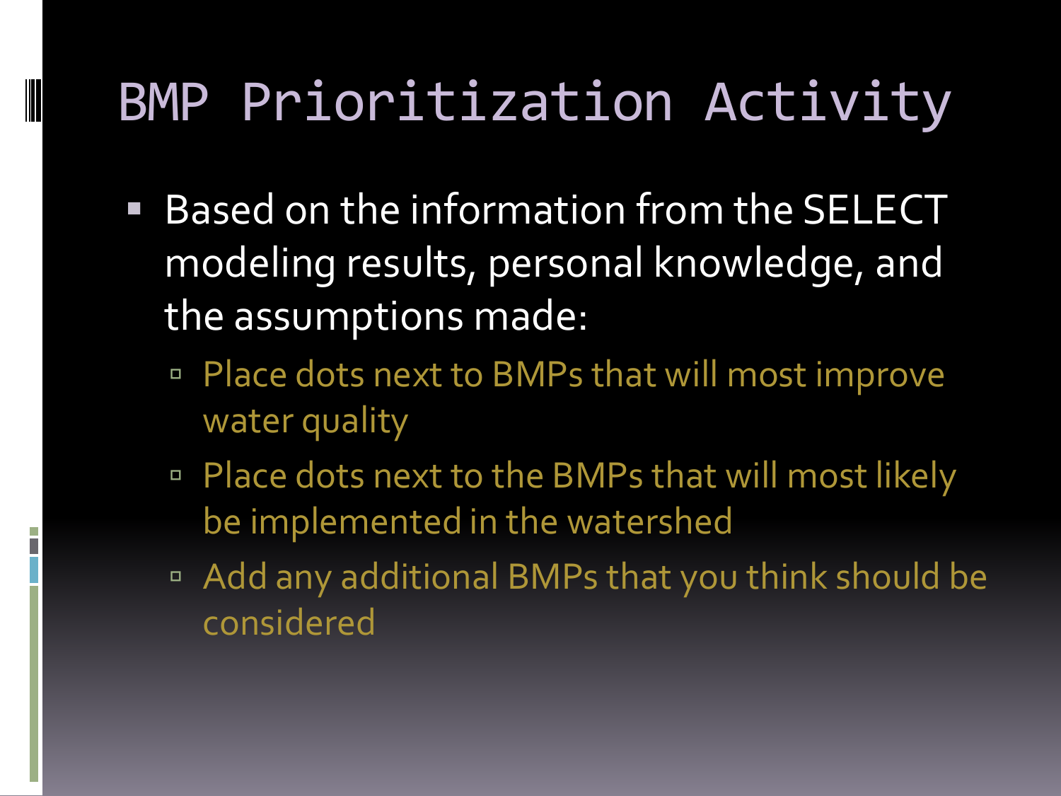# BMP Prioritization Activity

- Based on the information from the SELECT modeling results, personal knowledge, and the assumptions made:
  - Place dots next to BMPs that will most improve water quality
  - Place dots next to the BMPs that will most likely be implemented in the watershed
  - Add any additional BMPs that you think should be considered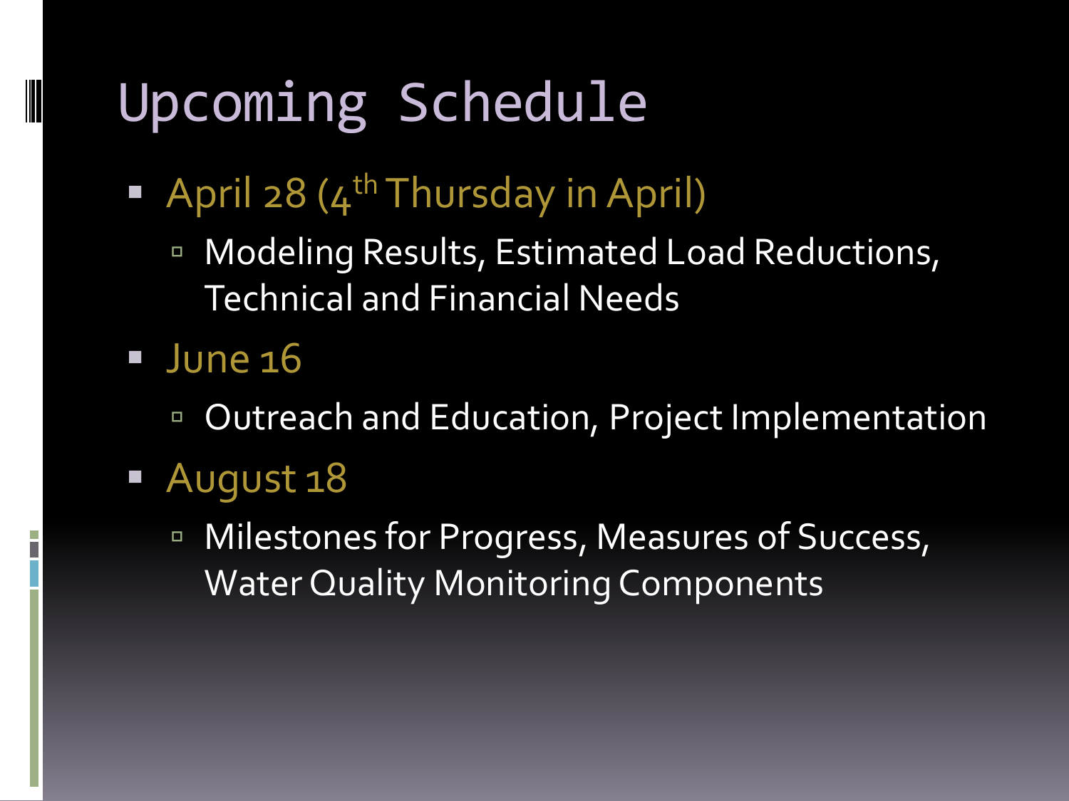# Upcoming Schedule

- April 28 (4th Thursday in April)
  - Modeling Results, Estimated Load Reductions, Technical and Financial Needs
- June 16
  - Outreach and Education, Project Implementation
- August 18
  - Milestones for Progress, Measures of Success, Water Quality Monitoring Components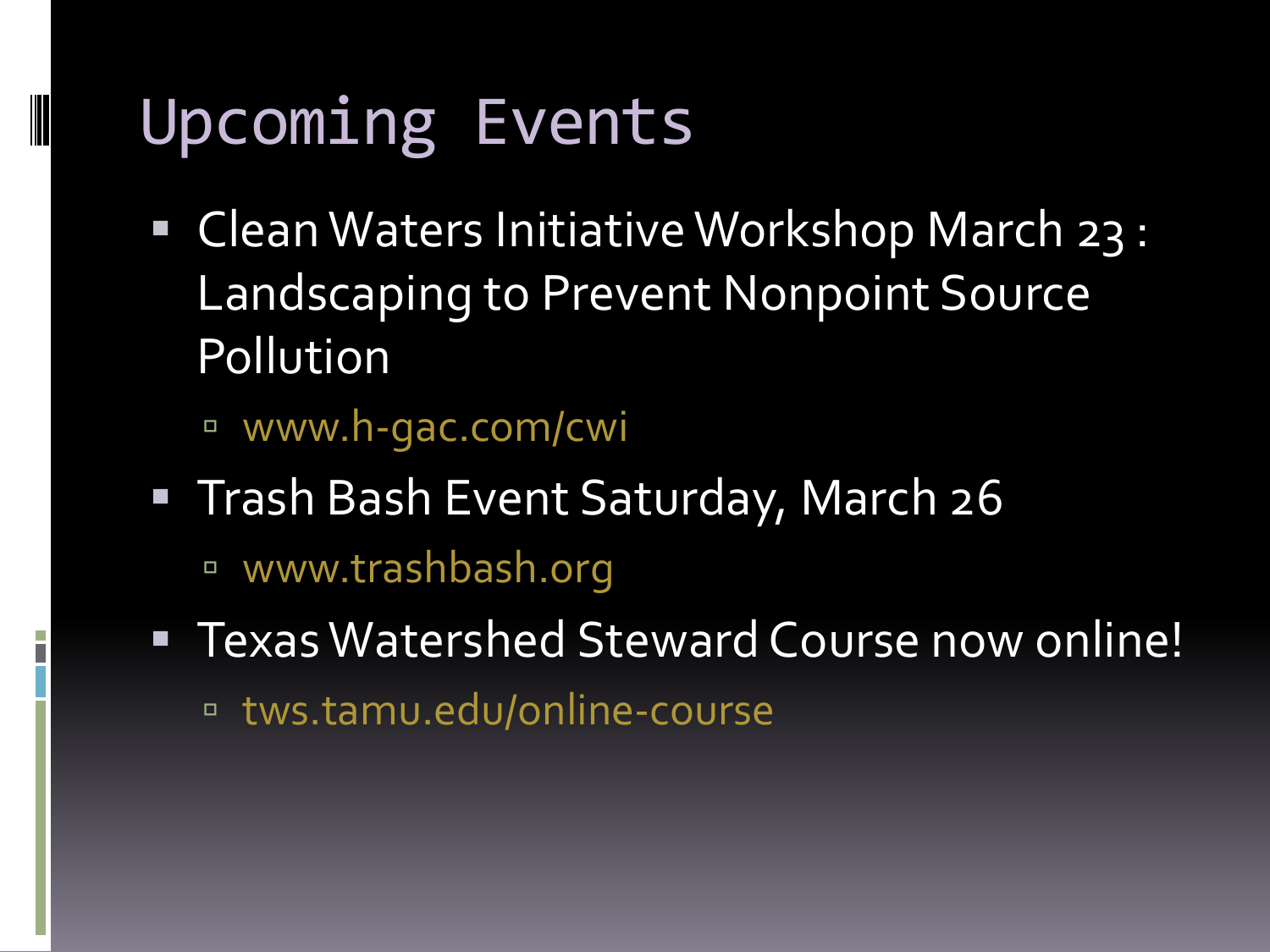# Upcoming Events

- Clean Waters Initiative Workshop March 23 : Landscaping to Prevent Nonpoint Source Pollution
  - www.h-gac.com/cwi
- Trash Bash Event Saturday, March 26
  - www.trashbash.org
- Texas Watershed Steward Course now online!
  - tws.tamu.edu/online-course